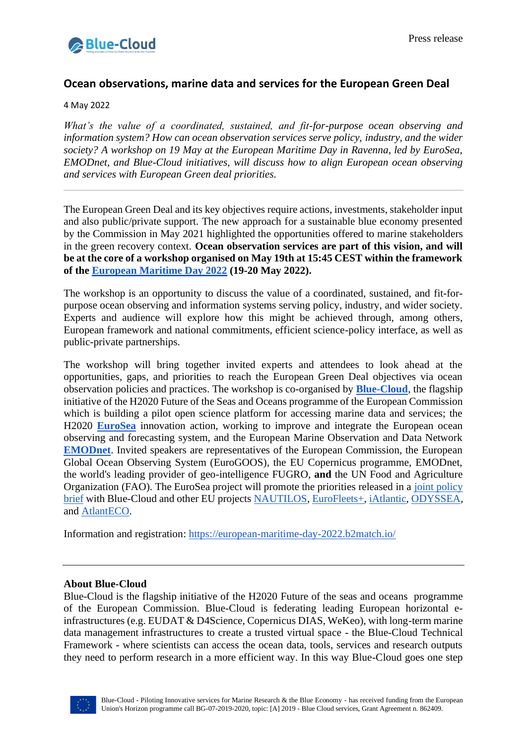Press release

## Ocean observations, marine data and services for the European Green Deal

4 May 2022

*What's the value of a coordinated, sustained, and fit-for-purpose ocean observing and information system? How can ocean observation services serve policy, industry, and the wider society? A workshop on 19 May at the European Maritime Day in Ravenna, led by EuroSea, EMODnet, and Blue-Cloud initiatives, will discuss how to align European ocean observing and services with European Green deal priorities.*

---

The European Green Deal and its key objectives require actions, investments, stakeholder input and also public/private support. The new approach for a sustainable blue economy presented by the Commission in May 2021 highlighted the opportunities offered to marine stakeholders in the green recovery context. **Ocean observation services are part of this vision, and will be at the core of a workshop organised on May 19th at 15:45 CEST within the framework of the European Maritime Day 2022 (19-20 May 2022).**

The workshop is an opportunity to discuss the value of a coordinated, sustained, and fit-for-purpose ocean observing and information systems serving policy, industry, and wider society. Experts and audience will explore how this might be achieved through, among others, European framework and national commitments, efficient science-policy interface, as well as public-private partnerships.

The workshop will bring together invited experts and attendees to look ahead at the opportunities, gaps, and priorities to reach the European Green Deal objectives via ocean observation policies and practices. The workshop is co-organised by **Blue-Cloud**, the flagship initiative of the H2020 Future of the Seas and Oceans programme of the European Commission which is building a pilot open science platform for accessing marine data and services; the H2020 **EuroSea** innovation action, working to improve and integrate the European ocean observing and forecasting system, and the European Marine Observation and Data Network **EMODnet**. Invited speakers are representatives of the European Commission, the European Global Ocean Observing System (EuroGOOS), the EU Copernicus programme, EMODnet, the world's leading provider of geo-intelligence FUGRO, **and** the UN Food and Agriculture Organization (FAO). The EuroSea project will promote the priorities released in a joint policy brief with Blue-Cloud and other EU projects NAUTILOS, EuroFleets+, iAtlantic, ODYSSEA, and AtlantECO.

Information and registration: https://european-maritime-day-2022.b2match.io/

---

**About Blue-Cloud**

Blue-Cloud is the flagship initiative of the H2020 Future of the seas and oceans programme of the European Commission. Blue-Cloud is federating leading European horizontal e-infrastructures (e.g. EUDAT & D4Science, Copernicus DIAS, WeKeo), with long-term marine data management infrastructures to create a trusted virtual space - the Blue-Cloud Technical Framework - where scientists can access the ocean data, tools, services and research outputs they need to perform research in a more efficient way. In this way Blue-Cloud goes one step

Blue-Cloud - Piloting Innovative services for Marine Research & the Blue Economy - has received funding from the European Union's Horizon programme call BG-07-2019-2020, topic: [A] 2019 - Blue Cloud services, Grant Agreement n. 862409.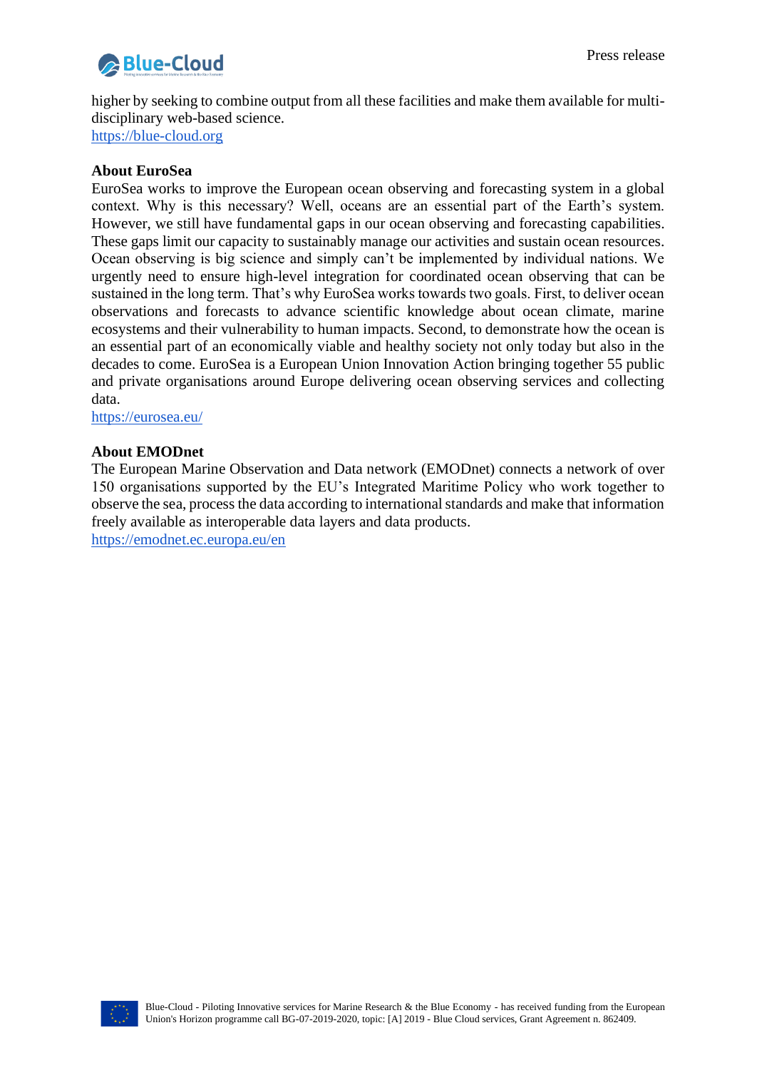higher by seeking to combine output from all these facilities and make them available for multi-disciplinary web-based science.
https://blue-cloud.org

**About EuroSea**

EuroSea works to improve the European ocean observing and forecasting system in a global context. Why is this necessary? Well, oceans are an essential part of the Earth's system. However, we still have fundamental gaps in our ocean observing and forecasting capabilities. These gaps limit our capacity to sustainably manage our activities and sustain ocean resources. Ocean observing is big science and simply can't be implemented by individual nations. We urgently need to ensure high-level integration for coordinated ocean observing that can be sustained in the long term. That's why EuroSea works towards two goals. First, to deliver ocean observations and forecasts to advance scientific knowledge about ocean climate, marine ecosystems and their vulnerability to human impacts. Second, to demonstrate how the ocean is an essential part of an economically viable and healthy society not only today but also in the decades to come. EuroSea is a European Union Innovation Action bringing together 55 public and private organisations around Europe delivering ocean observing services and collecting data.
https://eurosea.eu/

**About EMODnet**

The European Marine Observation and Data network (EMODnet) connects a network of over 150 organisations supported by the EU's Integrated Maritime Policy who work together to observe the sea, process the data according to international standards and make that information freely available as interoperable data layers and data products.
https://emodnet.ec.europa.eu/en